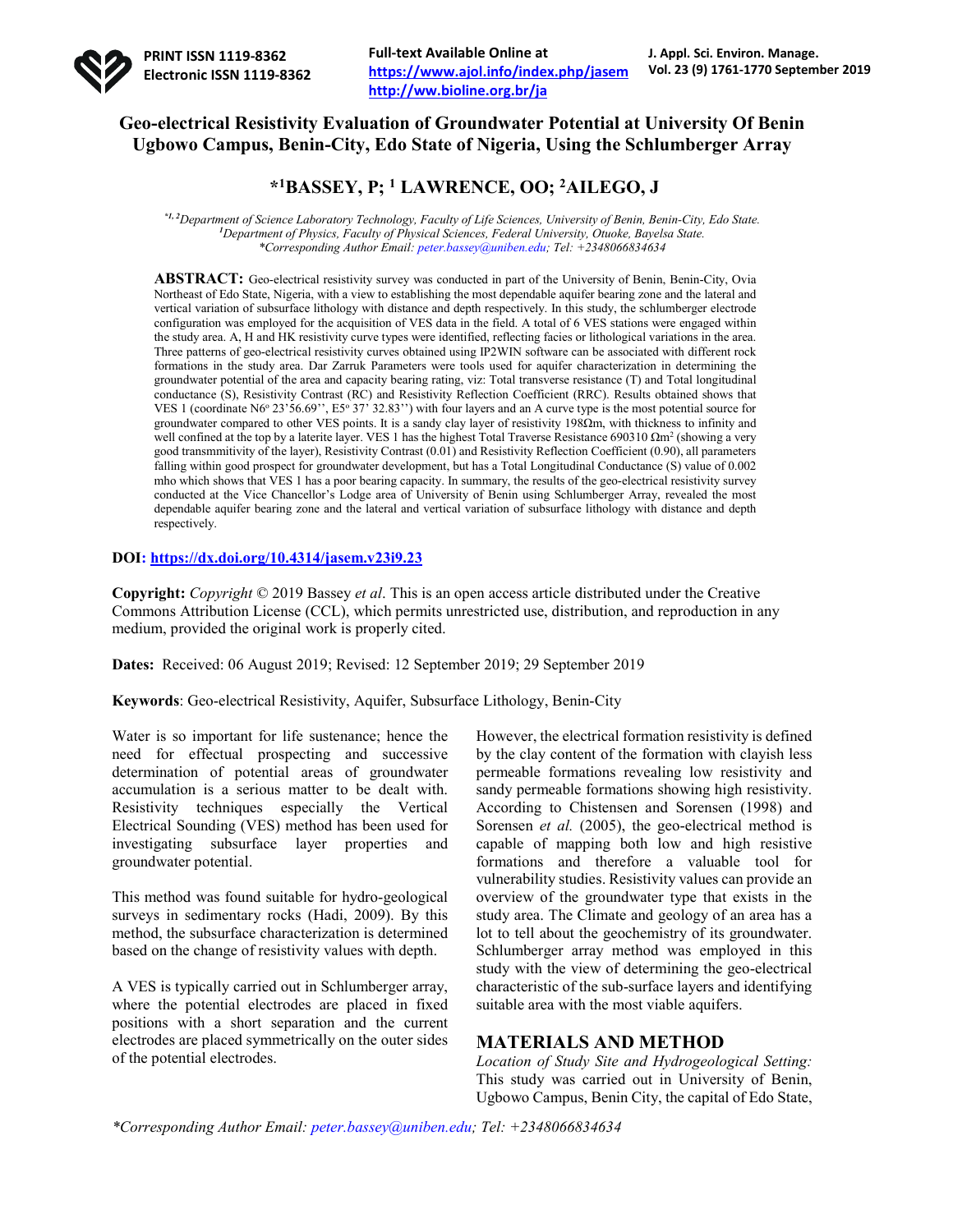# Geo-electrical Resistivity Evaluation of Groundwater Potential at University Of Benin Ugbowo Campus, Benin-City, Edo State of Nigeria, Using the Schlumberger Array

## *[1]BASSEY, P; [1] LAWRENCE, OO; [2]AILEGO, J

*[*1, 2]Department of Science Laboratory Technology, Faculty of Life Sciences, University of Benin, Benin-City, Edo State.*
*[1]Department of Physics, Faculty of Physical Sciences, Federal University, Otuoke, Bayelsa State.*
*\*Corresponding Author Email: peter.bassey@uniben.edu; Tel: +2348066834634*

**ABSTRACT:** Geo-electrical resistivity survey was conducted in part of the University of Benin, Benin-City, Ovia Northeast of Edo State, Nigeria, with a view to establishing the most dependable aquifer bearing zone and the lateral and vertical variation of subsurface lithology with distance and depth respectively. In this study, the schlumberger electrode configuration was employed for the acquisition of VES data in the field. A total of 6 VES stations were engaged within the study area. A, H and HK resistivity curve types were identified, reflecting facies or lithological variations in the area. Three patterns of geo-electrical resistivity curves obtained using IP2WIN software can be associated with different rock formations in the study area. Dar Zarruk Parameters were tools used for aquifer characterization in determining the groundwater potential of the area and capacity bearing rating, viz: Total transverse resistance (T) and Total longitudinal conductance (S), Resistivity Contrast (RC) and Resistivity Reflection Coefficient (RRC). Results obtained shows that VES 1 (coordinate N6° 23'56.69'', E5° 37' 32.83'') with four layers and an A curve type is the most potential source for groundwater compared to other VES points. It is a sandy clay layer of resistivity 198Ωm, with thickness to infinity and well confined at the top by a laterite layer. VES 1 has the highest Total Traverse Resistance 690310 Ωm$^2$ (showing a very good transmmitivity of the layer), Resistivity Contrast (0.01) and Resistivity Reflection Coefficient (0.90), all parameters falling within good prospect for groundwater development, but has a Total Longitudinal Conductance (S) value of 0.002 mho which shows that VES 1 has a poor bearing capacity. In summary, the results of the geo-electrical resistivity survey conducted at the Vice Chancellor's Lodge area of University of Benin using Schlumberger Array, revealed the most dependable aquifer bearing zone and the lateral and vertical variation of subsurface lithology with distance and depth respectively.

**DOI:** https://dx.doi.org/10.4314/jasem.v23i9.23

**Copyright:** *Copyright* © 2019 Bassey *et al*. This is an open access article distributed under the Creative Commons Attribution License (CCL), which permits unrestricted use, distribution, and reproduction in any medium, provided the original work is properly cited.

**Dates:** Received: 06 August 2019; Revised: 12 September 2019; 29 September 2019

**Keywords**: Geo-electrical Resistivity, Aquifer, Subsurface Lithology, Benin-City

Water is so important for life sustenance; hence the need for effectual prospecting and successive determination of potential areas of groundwater accumulation is a serious matter to be dealt with. Resistivity techniques especially the Vertical Electrical Sounding (VES) method has been used for investigating subsurface layer properties and groundwater potential.

This method was found suitable for hydro-geological surveys in sedimentary rocks (Hadi, 2009). By this method, the subsurface characterization is determined based on the change of resistivity values with depth.

A VES is typically carried out in Schlumberger array, where the potential electrodes are placed in fixed positions with a short separation and the current electrodes are placed symmetrically on the outer sides of the potential electrodes.

However, the electrical formation resistivity is defined by the clay content of the formation with clayish less permeable formations revealing low resistivity and sandy permeable formations showing high resistivity. According to Chistensen and Sorensen (1998) and Sorensen *et al.* (2005), the geo-electrical method is capable of mapping both low and high resistive formations and therefore a valuable tool for vulnerability studies. Resistivity values can provide an overview of the groundwater type that exists in the study area. The Climate and geology of an area has a lot to tell about the geochemistry of its groundwater. Schlumberger array method was employed in this study with the view of determining the geo-electrical characteristic of the sub-surface layers and identifying suitable area with the most viable aquifers.

## MATERIALS AND METHOD

*Location of Study Site and Hydrogeological Setting:* This study was carried out in University of Benin, Ugbowo Campus, Benin City, the capital of Edo State,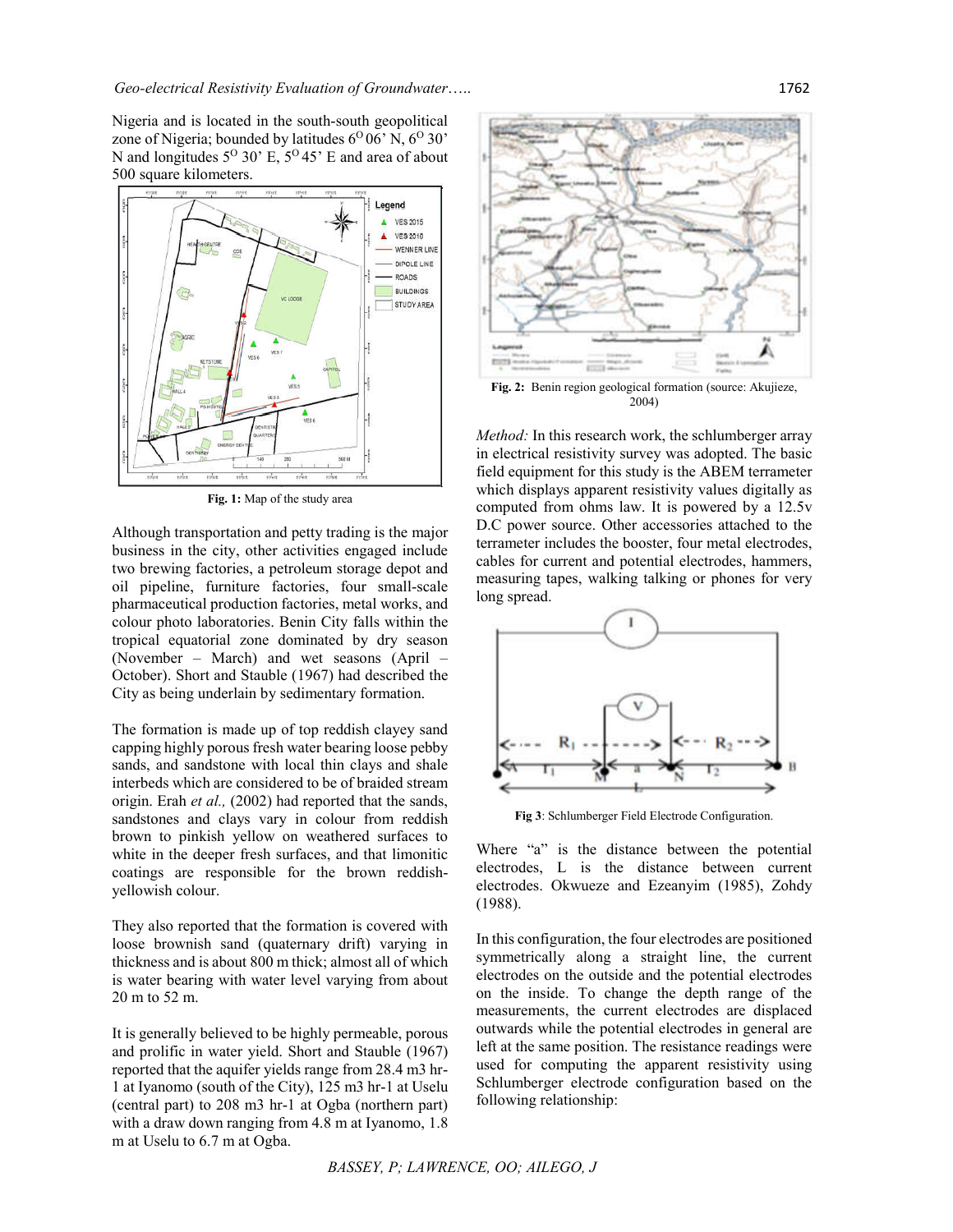Nigeria and is located in the south-south geopolitical zone of Nigeria; bounded by latitudes $6^O$ 06' N, $6^O$ 30' N and longitudes $5^O$ 30' E, $5^O$ 45' E and area of about 500 square kilometers.

**Fig. 1:** Map of the study area

Although transportation and petty trading is the major business in the city, other activities engaged include two brewing factories, a petroleum storage depot and oil pipeline, furniture factories, four small-scale pharmaceutical production factories, metal works, and colour photo laboratories. Benin City falls within the tropical equatorial zone dominated by dry season (November – March) and wet seasons (April – October). Short and Stauble (1967) had described the City as being underlain by sedimentary formation.

The formation is made up of top reddish clayey sand capping highly porous fresh water bearing loose pebby sands, and sandstone with local thin clays and shale interbeds which are considered to be of braided stream origin. Erah *et al.,* (2002) had reported that the sands, sandstones and clays vary in colour from reddish brown to pinkish yellow on weathered surfaces to white in the deeper fresh surfaces, and that limonitic coatings are responsible for the brown reddish-yellowish colour.

They also reported that the formation is covered with loose brownish sand (quaternary drift) varying in thickness and is about 800 m thick; almost all of which is water bearing with water level varying from about 20 m to 52 m.

It is generally believed to be highly permeable, porous and prolific in water yield. Short and Stauble (1967) reported that the aquifer yields range from 28.4 m3 hr-1 at Iyanomo (south of the City), 125 m3 hr-1 at Uselu (central part) to 208 m3 hr-1 at Ogba (northern part) with a draw down ranging from 4.8 m at Iyanomo, 1.8 m at Uselu to 6.7 m at Ogba.

**Fig. 2:** Benin region geological formation (source: Akujieze, 2004)

*Method:* In this research work, the schlumberger array in electrical resistivity survey was adopted. The basic field equipment for this study is the ABEM terrameter which displays apparent resistivity values digitally as computed from ohms law. It is powered by a 12.5v D.C power source. Other accessories attached to the terrameter includes the booster, four metal electrodes, cables for current and potential electrodes, hammers, measuring tapes, walking talking or phones for very long spread.

**Fig 3**: Schlumberger Field Electrode Configuration.

Where "a" is the distance between the potential electrodes, L is the distance between current electrodes. Okwueze and Ezeanyim (1985), Zohdy (1988).

In this configuration, the four electrodes are positioned symmetrically along a straight line, the current electrodes on the outside and the potential electrodes on the inside. To change the depth range of the measurements, the current electrodes are displaced outwards while the potential electrodes in general are left at the same position. The resistance readings were used for computing the apparent resistivity using Schlumberger electrode configuration based on the following relationship: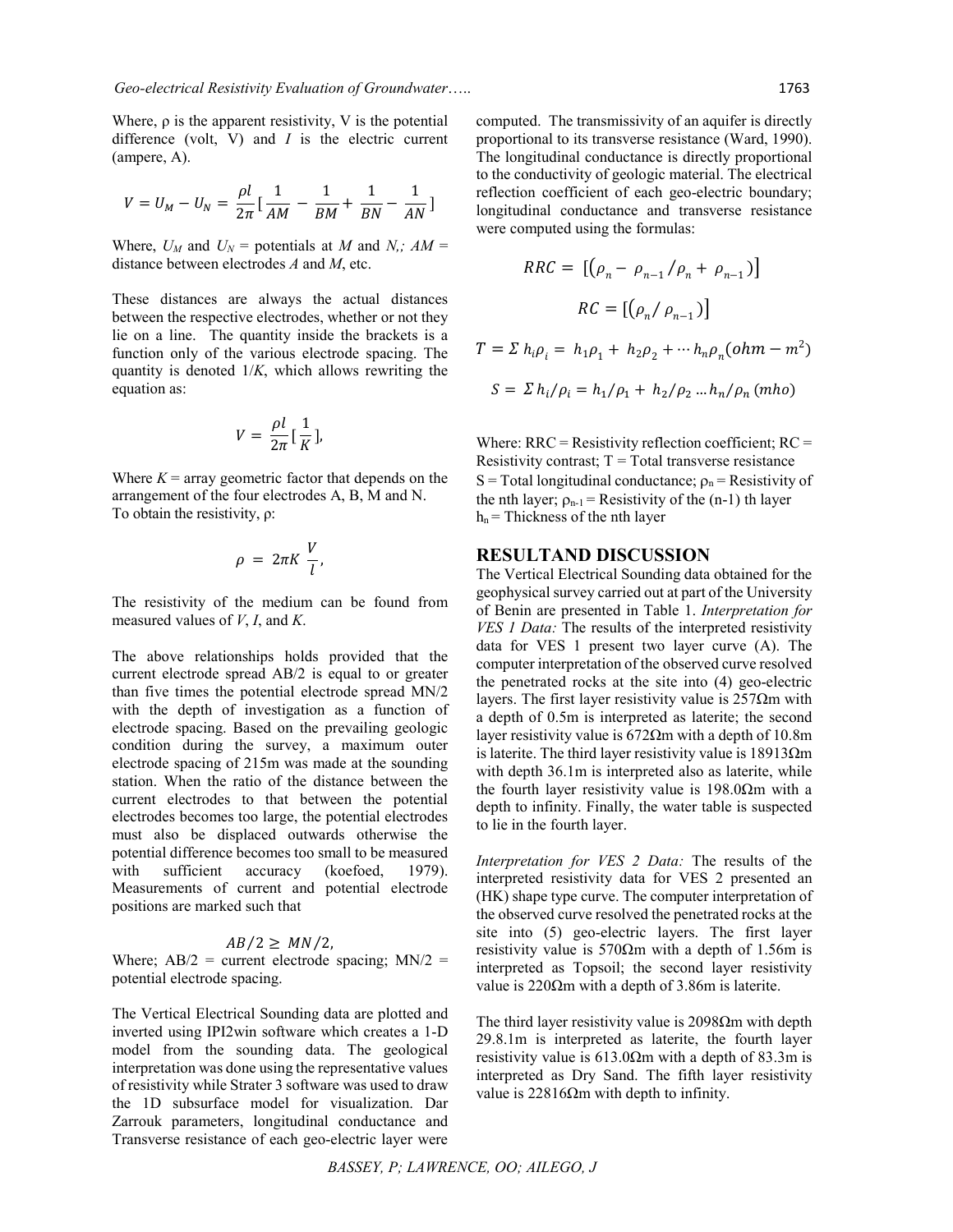Where, ρ is the apparent resistivity, V is the potential difference (volt, V) and $I$ is the electric current (ampere, A).

$$V = U_M - U_N = \frac{\rho l}{2\pi}\left[\frac{1}{AM} - \frac{1}{BM} + \frac{1}{BN} - \frac{1}{AN}\right]$$

Where, $U_M$ and $U_N$ = potentials at $M$ and $N$,; $AM$ = distance between electrodes $A$ and $M$, etc.

These distances are always the actual distances between the respective electrodes, whether or not they lie on a line. The quantity inside the brackets is a function only of the various electrode spacing. The quantity is denoted $1/K$, which allows rewriting the equation as:

$$V = \frac{\rho l}{2\pi}\left[\frac{1}{K}\right],$$

Where $K$ = array geometric factor that depends on the arrangement of the four electrodes A, B, M and N. To obtain the resistivity, ρ:

$$\rho = 2\pi K \frac{V}{l},$$

The resistivity of the medium can be found from measured values of $V$, $I$, and $K$.

The above relationships holds provided that the current electrode spread AB/2 is equal to or greater than five times the potential electrode spread MN/2 with the depth of investigation as a function of electrode spacing. Based on the prevailing geologic condition during the survey, a maximum outer electrode spacing of 215m was made at the sounding station. When the ratio of the distance between the current electrodes to that between the potential electrodes becomes too large, the potential electrodes must also be displaced outwards otherwise the potential difference becomes too small to be measured with sufficient accuracy (koefoed, 1979). Measurements of current and potential electrode positions are marked such that

$$AB/2 \geq MN/2,$$

Where; AB/2 = current electrode spacing; MN/2 = potential electrode spacing.

The Vertical Electrical Sounding data are plotted and inverted using IPI2win software which creates a 1-D model from the sounding data. The geological interpretation was done using the representative values of resistivity while Strater 3 software was used to draw the 1D subsurface model for visualization. Dar Zarrouk parameters, longitudinal conductance and Transverse resistance of each geo-electric layer were computed. The transmissivity of an aquifer is directly proportional to its transverse resistance (Ward, 1990). The longitudinal conductance is directly proportional to the conductivity of geologic material. The electrical reflection coefficient of each geo-electric boundary; longitudinal conductance and transverse resistance were computed using the formulas:

$$RRC = \left[\left(\rho_n - \rho_{n-1}/\rho_n + \rho_{n-1}\right)\right]$$

$$RC = \left[\left(\rho_n/\rho_{n-1}\right)\right]$$

$$T = \Sigma\, h_i\rho_i = h_1\rho_1 + h_2\rho_2 + \cdots h_n\rho_n (ohm - m^2)$$

$$S = \Sigma\, h_i/\rho_i = h_1/\rho_1 + h_2/\rho_2 \ldots h_n/\rho_n\ (mho)$$

Where: RRC = Resistivity reflection coefficient; RC = Resistivity contrast; T = Total transverse resistance S = Total longitudinal conductance; $\rho_n$ = Resistivity of the nth layer; $\rho_{n-1}$ = Resistivity of the (n-1) th layer $h_n$ = Thickness of the nth layer

## RESULTAND DISCUSSION

The Vertical Electrical Sounding data obtained for the geophysical survey carried out at part of the University of Benin are presented in Table 1. *Interpretation for VES 1 Data:* The results of the interpreted resistivity data for VES 1 present two layer curve (A). The computer interpretation of the observed curve resolved the penetrated rocks at the site into (4) geo-electric layers. The first layer resistivity value is 257Ωm with a depth of 0.5m is interpreted as laterite; the second layer resistivity value is 672Ωm with a depth of 10.8m is laterite. The third layer resistivity value is 18913Ωm with depth 36.1m is interpreted also as laterite, while the fourth layer resistivity value is 198.0Ωm with a depth to infinity. Finally, the water table is suspected to lie in the fourth layer.

*Interpretation for VES 2 Data:* The results of the interpreted resistivity data for VES 2 presented an (HK) shape type curve. The computer interpretation of the observed curve resolved the penetrated rocks at the site into (5) geo-electric layers. The first layer resistivity value is 570Ωm with a depth of 1.56m is interpreted as Topsoil; the second layer resistivity value is 220Ωm with a depth of 3.86m is laterite.

The third layer resistivity value is 2098Ωm with depth 29.8.1m is interpreted as laterite, the fourth layer resistivity value is 613.0Ωm with a depth of 83.3m is interpreted as Dry Sand. The fifth layer resistivity value is 22816Ωm with depth to infinity.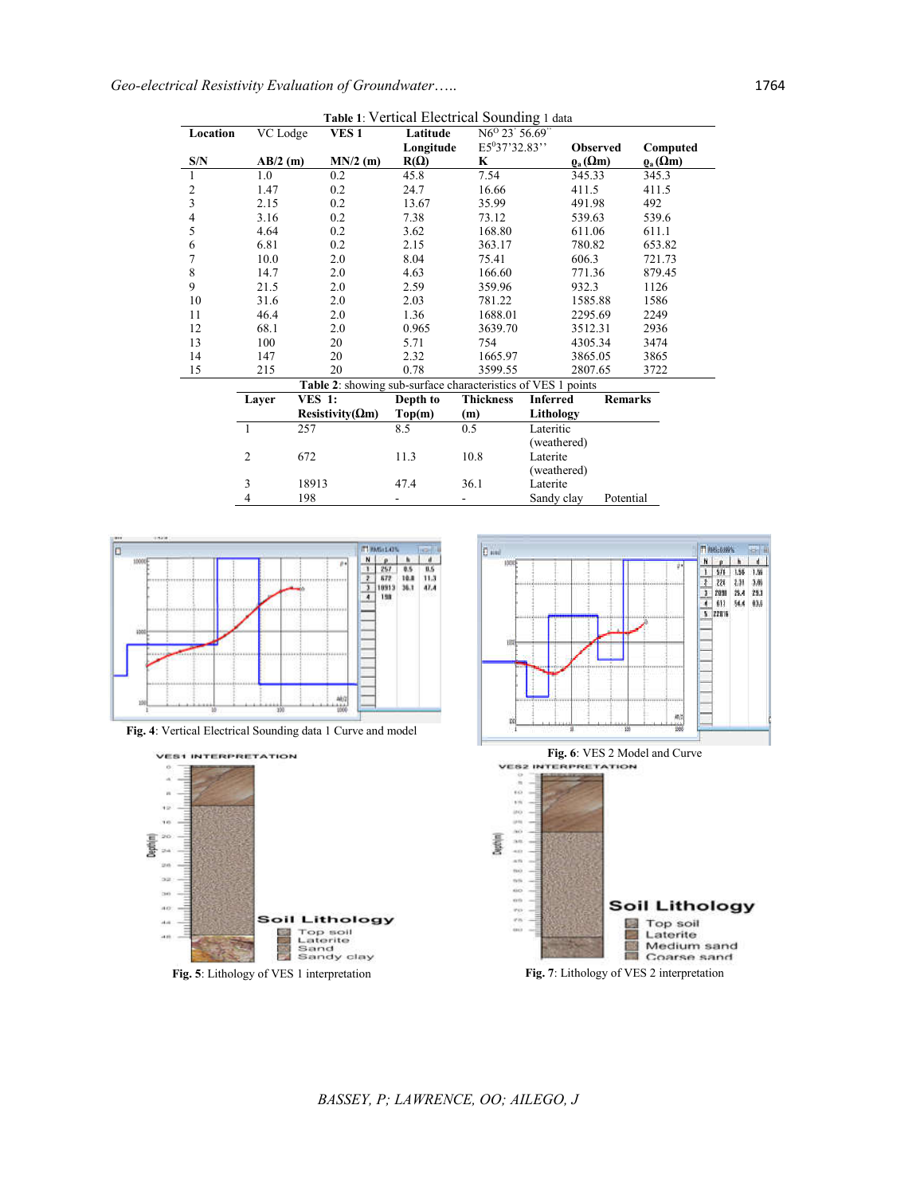**Table 1**: Vertical Electrical Sounding 1 data

| Location | VC Lodge | VES 1 | Latitude | N6° 23' 56.69'' | | |
|---|---|---|---|---|---|---|
| | | | Longitude | E5°37'32.83'' | Observed | Computed |
| S/N | AB/2 (m) | MN/2 (m) | R(Ω) | K | $\rho_a$ (Ωm) | $\rho_a$ (Ωm) |
| 1 | 1.0 | 0.2 | 45.8 | 7.54 | 345.33 | 345.3 |
| 2 | 1.47 | 0.2 | 24.7 | 16.66 | 411.5 | 411.5 |
| 3 | 2.15 | 0.2 | 13.67 | 35.99 | 491.98 | 492 |
| 4 | 3.16 | 0.2 | 7.38 | 73.12 | 539.63 | 539.6 |
| 5 | 4.64 | 0.2 | 3.62 | 168.80 | 611.06 | 611.1 |
| 6 | 6.81 | 0.2 | 2.15 | 363.17 | 780.82 | 653.82 |
| 7 | 10.0 | 2.0 | 8.04 | 75.41 | 606.3 | 721.73 |
| 8 | 14.7 | 2.0 | 4.63 | 166.60 | 771.36 | 879.45 |
| 9 | 21.5 | 2.0 | 2.59 | 359.96 | 932.3 | 1126 |
| 10 | 31.6 | 2.0 | 2.03 | 781.22 | 1585.88 | 1586 |
| 11 | 46.4 | 2.0 | 1.36 | 1688.01 | 2295.69 | 2249 |
| 12 | 68.1 | 2.0 | 0.965 | 3639.70 | 3512.31 | 2936 |
| 13 | 100 | 20 | 5.71 | 754 | 4305.34 | 3474 |
| 14 | 147 | 20 | 2.32 | 1665.97 | 3865.05 | 3865 |
| 15 | 215 | 20 | 0.78 | 3599.55 | 2807.65 | 3722 |

**Table 2**: showing sub-surface characteristics of VES 1 points

| Layer | VES 1: Resistivity(Ωm) | Depth to Top(m) | Thickness (m) | Inferred Lithology | Remarks |
|---|---|---|---|---|---|
| 1 | 257 | 8.5 | 0.5 | Lateritic (weathered) | |
| 2 | 672 | 11.3 | 10.8 | Laterite (weathered) | |
| 3 | 18913 | 47.4 | 36.1 | Laterite | |
| 4 | 198 | - | - | Sandy clay | Potential |

**Fig. 4**: Vertical Electrical Sounding data 1 Curve and model

**Fig. 6**: VES 2 Model and Curve

**Fig. 5**: Lithology of VES 1 interpretation

**Fig. 7**: Lithology of VES 2 interpretation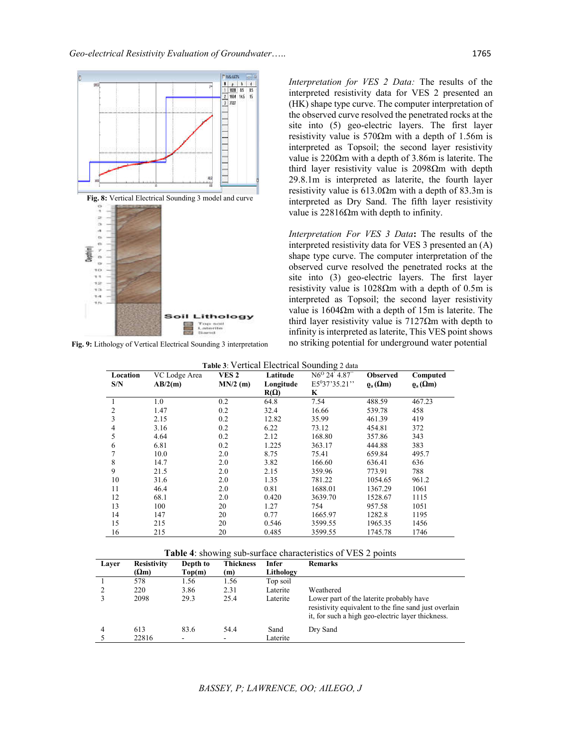1765 is the page number - omit.

Fig. 8: Vertical Electrical Sounding 3 model and curve

Depth(m)

0
1
2
3
4
5
6
7
8
9
10
11
12
13
14
15

Soil Lithology

Top soil
Laterite
Sand

**Fig. 9:** Lithology of Vertical Electrical Sounding 3 interpretation

*Interpretation for VES 2 Data:* The results of the interpreted resistivity data for VES 2 presented an (HK) shape type curve. The computer interpretation of the observed curve resolved the penetrated rocks at the site into (5) geo-electric layers. The first layer resistivity value is 570Ωm with a depth of 1.56m is interpreted as Topsoil; the second layer resistivity value is 220Ωm with a depth of 3.86m is laterite. The third layer resistivity value is 2098Ωm with depth 29.8.1m is interpreted as laterite, the fourth layer resistivity value is 613.0Ωm with a depth of 83.3m is interpreted as Dry Sand. The fifth layer resistivity value is 22816Ωm with depth to infinity.

*Interpretation For VES 3 Data***:** The results of the interpreted resistivity data for VES 3 presented an (A) shape type curve. The computer interpretation of the observed curve resolved the penetrated rocks at the site into (3) geo-electric layers. The first layer resistivity value is 1028Ωm with a depth of 0.5m is interpreted as Topsoil; the second layer resistivity value is 1604Ωm with a depth of 15m is laterite. The third layer resistivity value is 7127Ωm with depth to infinity is interpreted as laterite, This VES point shows no striking potential for underground water potential

**Table 3**: Vertical Electrical Sounding 2 data

| Location S/N | VC Lodge Area AB/2(m) | VES 2 MN/2 (m) | Latitude Longitude R(Ω) | N6$^{O}$ 24' 4.87'' E5$^{0}$37'35.21'' K | Observed $\varrho_a$ (Ωm) | Computed $\varrho_a$ (Ωm) |
|---|---|---|---|---|---|---|
| 1 | 1.0 | 0.2 | 64.8 | 7.54 | 488.59 | 467.23 |
| 2 | 1.47 | 0.2 | 32.4 | 16.66 | 539.78 | 458 |
| 3 | 2.15 | 0.2 | 12.82 | 35.99 | 461.39 | 419 |
| 4 | 3.16 | 0.2 | 6.22 | 73.12 | 454.81 | 372 |
| 5 | 4.64 | 0.2 | 2.12 | 168.80 | 357.86 | 343 |
| 6 | 6.81 | 0.2 | 1.225 | 363.17 | 444.88 | 383 |
| 7 | 10.0 | 2.0 | 8.75 | 75.41 | 659.84 | 495.7 |
| 8 | 14.7 | 2.0 | 3.82 | 166.60 | 636.41 | 636 |
| 9 | 21.5 | 2.0 | 2.15 | 359.96 | 773.91 | 788 |
| 10 | 31.6 | 2.0 | 1.35 | 781.22 | 1054.65 | 961.2 |
| 11 | 46.4 | 2.0 | 0.81 | 1688.01 | 1367.29 | 1061 |
| 12 | 68.1 | 2.0 | 0.420 | 3639.70 | 1528.67 | 1115 |
| 13 | 100 | 20 | 1.27 | 754 | 957.58 | 1051 |
| 14 | 147 | 20 | 0.77 | 1665.97 | 1282.8 | 1195 |
| 15 | 215 | 20 | 0.546 | 3599.55 | 1965.35 | 1456 |
| 16 | 215 | 20 | 0.485 | 3599.55 | 1745.78 | 1746 |

**Table 4**: showing sub-surface characteristics of VES 2 points

| Layer | Resistivity (Ωm) | Depth to Top(m) | Thickness (m) | Infer Lithology | Remarks |
|---|---|---|---|---|---|
| 1 | 578 | 1.56 | 1.56 | Top soil | |
| 2 | 220 | 3.86 | 2.31 | Laterite | Weathered |
| 3 | 2098 | 29.3 | 25.4 | Laterite | Lower part of the laterite probably have resistivity equivalent to the fine sand just overlain it, for such a high geo-electric layer thickness. |
| 4 | 613 | 83.6 | 54.4 | Sand | Dry Sand |
| 5 | 22816 | - | - | Laterite | |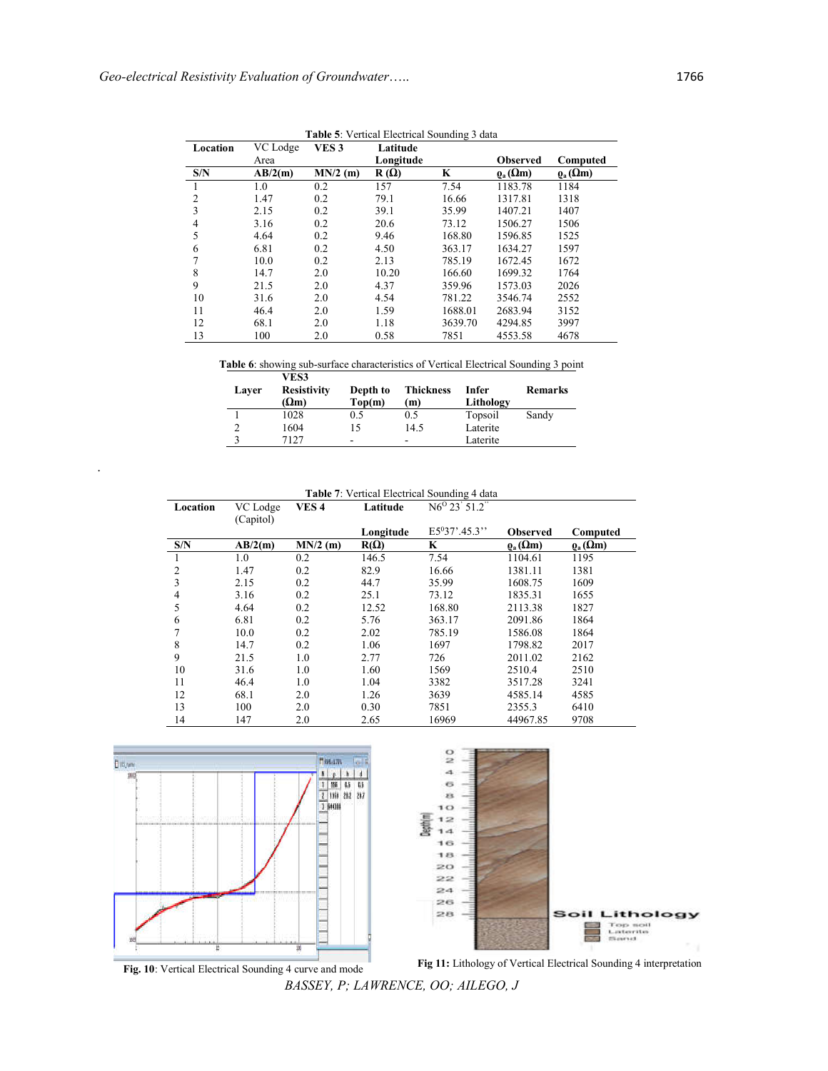**Table 5**: Vertical Electrical Sounding 3 data

| Location | VC Lodge Area | VES 3 | Latitude Longitude | | Observed | Computed |
|---|---|---|---|---|---|---|
| S/N | AB/2(m) | MN/2 (m) | R (Ω) | K | $\varrho_a$ (Ωm) | $\varrho_a$ (Ωm) |
| 1 | 1.0 | 0.2 | 157 | 7.54 | 1183.78 | 1184 |
| 2 | 1.47 | 0.2 | 79.1 | 16.66 | 1317.81 | 1318 |
| 3 | 2.15 | 0.2 | 39.1 | 35.99 | 1407.21 | 1407 |
| 4 | 3.16 | 0.2 | 20.6 | 73.12 | 1506.27 | 1506 |
| 5 | 4.64 | 0.2 | 9.46 | 168.80 | 1596.85 | 1525 |
| 6 | 6.81 | 0.2 | 4.50 | 363.17 | 1634.27 | 1597 |
| 7 | 10.0 | 0.2 | 2.13 | 785.19 | 1672.45 | 1672 |
| 8 | 14.7 | 2.0 | 10.20 | 166.60 | 1699.32 | 1764 |
| 9 | 21.5 | 2.0 | 4.37 | 359.96 | 1573.03 | 2026 |
| 10 | 31.6 | 2.0 | 4.54 | 781.22 | 3546.74 | 2552 |
| 11 | 46.4 | 2.0 | 1.59 | 1688.01 | 2683.94 | 3152 |
| 12 | 68.1 | 2.0 | 1.18 | 3639.70 | 4294.85 | 3997 |
| 13 | 100 | 2.0 | 0.58 | 7851 | 4553.58 | 4678 |

**Table 6**: showing sub-surface characteristics of Vertical Electrical Sounding 3 point

| Layer | VES3 Resistivity (Ωm) | Depth to Top(m) | Thickness (m) | Infer Lithology | Remarks |
|---|---|---|---|---|---|
| 1 | 1028 | 0.5 | 0.5 | Topsoil | Sandy |
| 2 | 1604 | 15 | 14.5 | Laterite | |
| 3 | 7127 | - | - | Laterite | |

**Table 7**: Vertical Electrical Sounding 4 data

| Location | VC Lodge (Capitol) | VES 4 | Latitude | N6$^{O}$ 23' 51.2'' | | |
|---|---|---|---|---|---|---|
| | | | Longitude | E5$^{0}$37'.45.3'' | Observed | Computed |
| S/N | AB/2(m) | MN/2 (m) | R(Ω) | K | $\varrho_a$ (Ωm) | $\varrho_a$ (Ωm) |
| 1 | 1.0 | 0.2 | 146.5 | 7.54 | 1104.61 | 1195 |
| 2 | 1.47 | 0.2 | 82.9 | 16.66 | 1381.11 | 1381 |
| 3 | 2.15 | 0.2 | 44.7 | 35.99 | 1608.75 | 1609 |
| 4 | 3.16 | 0.2 | 25.1 | 73.12 | 1835.31 | 1655 |
| 5 | 4.64 | 0.2 | 12.52 | 168.80 | 2113.38 | 1827 |
| 6 | 6.81 | 0.2 | 5.76 | 363.17 | 2091.86 | 1864 |
| 7 | 10.0 | 0.2 | 2.02 | 785.19 | 1586.08 | 1864 |
| 8 | 14.7 | 0.2 | 1.06 | 1697 | 1798.82 | 2017 |
| 9 | 21.5 | 1.0 | 2.77 | 726 | 2011.02 | 2162 |
| 10 | 31.6 | 1.0 | 1.60 | 1569 | 2510.4 | 2510 |
| 11 | 46.4 | 1.0 | 1.04 | 3382 | 3517.28 | 3241 |
| 12 | 68.1 | 2.0 | 1.26 | 3639 | 4585.14 | 4585 |
| 13 | 100 | 2.0 | 0.30 | 7851 | 2355.3 | 6410 |
| 14 | 147 | 2.0 | 2.65 | 16969 | 44967.85 | 9708 |

**Fig. 10**: Vertical Electrical Sounding 4 curve and mode

Depth(m)

0 2 4 6 8 10 12 14 16 18 20 22 24 26 28

Soil Lithology

Top soil

Laterite

Sand

**Fig 11**: Lithology of Vertical Electrical Sounding 4 interpretation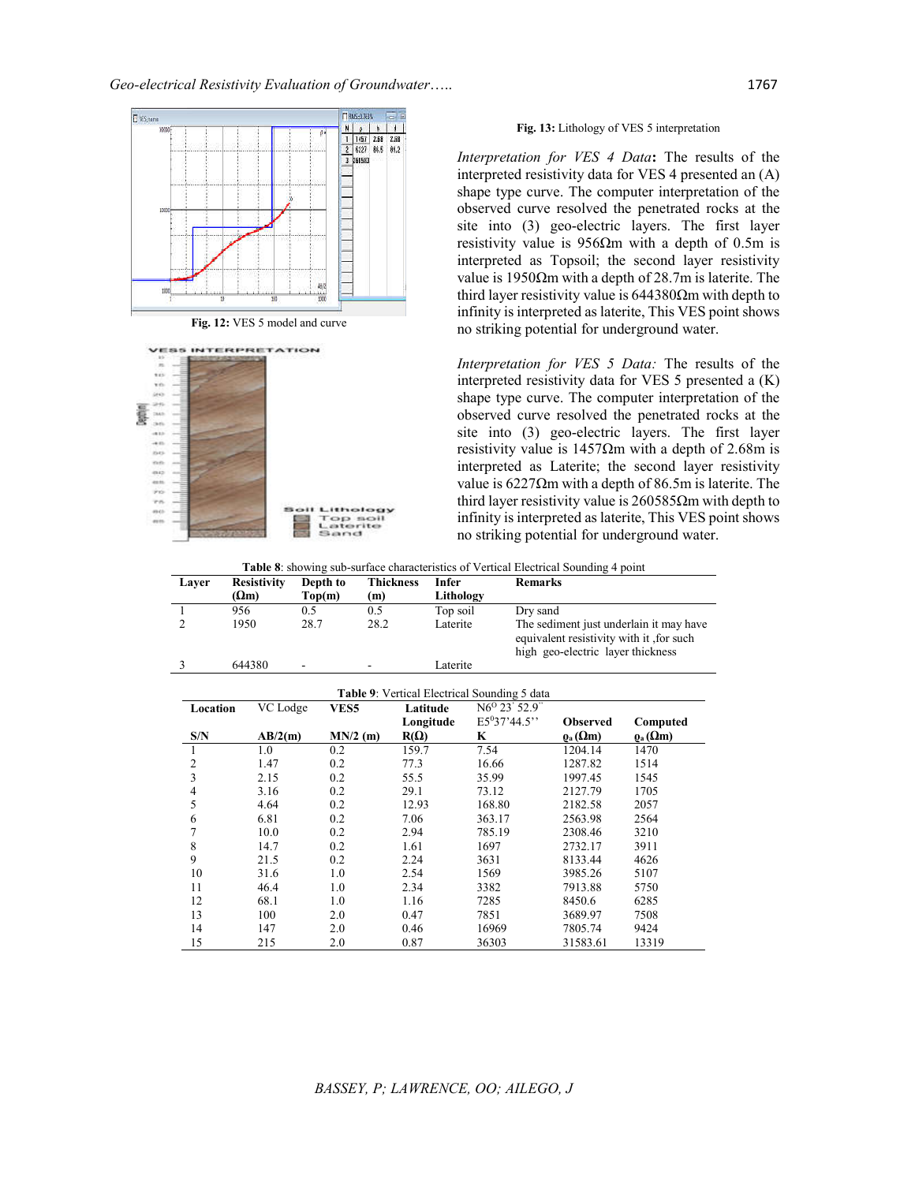Fig. 12: VES 5 model and curve

Fig. 13: Lithology of VES 5 interpretation

*Interpretation for VES 4 Data***:** The results of the interpreted resistivity data for VES 4 presented an (A) shape type curve. The computer interpretation of the observed curve resolved the penetrated rocks at the site into (3) geo-electric layers. The first layer resistivity value is 956Ωm with a depth of 0.5m is interpreted as Topsoil; the second layer resistivity value is 1950Ωm with a depth of 28.7m is laterite. The third layer resistivity value is 644380Ωm with depth to infinity is interpreted as laterite, This VES point shows no striking potential for underground water.

*Interpretation for VES 5 Data:* The results of the interpreted resistivity data for VES 5 presented a (K) shape type curve. The computer interpretation of the observed curve resolved the penetrated rocks at the site into (3) geo-electric layers. The first layer resistivity value is 1457Ωm with a depth of 2.68m is interpreted as Laterite; the second layer resistivity value is 6227Ωm with a depth of 86.5m is laterite. The third layer resistivity value is 260585Ωm with depth to infinity is interpreted as laterite, This VES point shows no striking potential for underground water.

**Table 8**: showing sub-surface characteristics of Vertical Electrical Sounding 4 point

| Layer | Resistivity (Ωm) | Depth to Top(m) | Thickness (m) | Infer Lithology | Remarks |
|---|---|---|---|---|---|
| 1 | 956 | 0.5 | 0.5 | Top soil | Dry sand |
| 2 | 1950 | 28.7 | 28.2 | Laterite | The sediment just underlain it may have equivalent resistivity with it ,for such high geo-electric layer thickness |
| 3 | 644380 | - | - | Laterite | |

**Table 9**: Vertical Electrical Sounding 5 data

| Location | VC Lodge | VES5 | Latitude Longitude | N6$^{O}$ 23' 52.9'' E5$^{0}$37'44.5'' | | |
|---|---|---|---|---|---|---|
| S/N | AB/2(m) | MN/2 (m) | R(Ω) | K | Observed $\rho_a$ (Ωm) | Computed $\rho_a$ (Ωm) |
| 1 | 1.0 | 0.2 | 159.7 | 7.54 | 1204.14 | 1470 |
| 2 | 1.47 | 0.2 | 77.3 | 16.66 | 1287.82 | 1514 |
| 3 | 2.15 | 0.2 | 55.5 | 35.99 | 1997.45 | 1545 |
| 4 | 3.16 | 0.2 | 29.1 | 73.12 | 2127.79 | 1705 |
| 5 | 4.64 | 0.2 | 12.93 | 168.80 | 2182.58 | 2057 |
| 6 | 6.81 | 0.2 | 7.06 | 363.17 | 2563.98 | 2564 |
| 7 | 10.0 | 0.2 | 2.94 | 785.19 | 2308.46 | 3210 |
| 8 | 14.7 | 0.2 | 1.61 | 1697 | 2732.17 | 3911 |
| 9 | 21.5 | 0.2 | 2.24 | 3631 | 8133.44 | 4626 |
| 10 | 31.6 | 1.0 | 2.54 | 1569 | 3985.26 | 5107 |
| 11 | 46.4 | 1.0 | 2.34 | 3382 | 7913.88 | 5750 |
| 12 | 68.1 | 1.0 | 1.16 | 7285 | 8450.6 | 6285 |
| 13 | 100 | 2.0 | 0.47 | 7851 | 3689.97 | 7508 |
| 14 | 147 | 2.0 | 0.46 | 16969 | 7805.74 | 9424 |
| 15 | 215 | 2.0 | 0.87 | 36303 | 31583.61 | 13319 |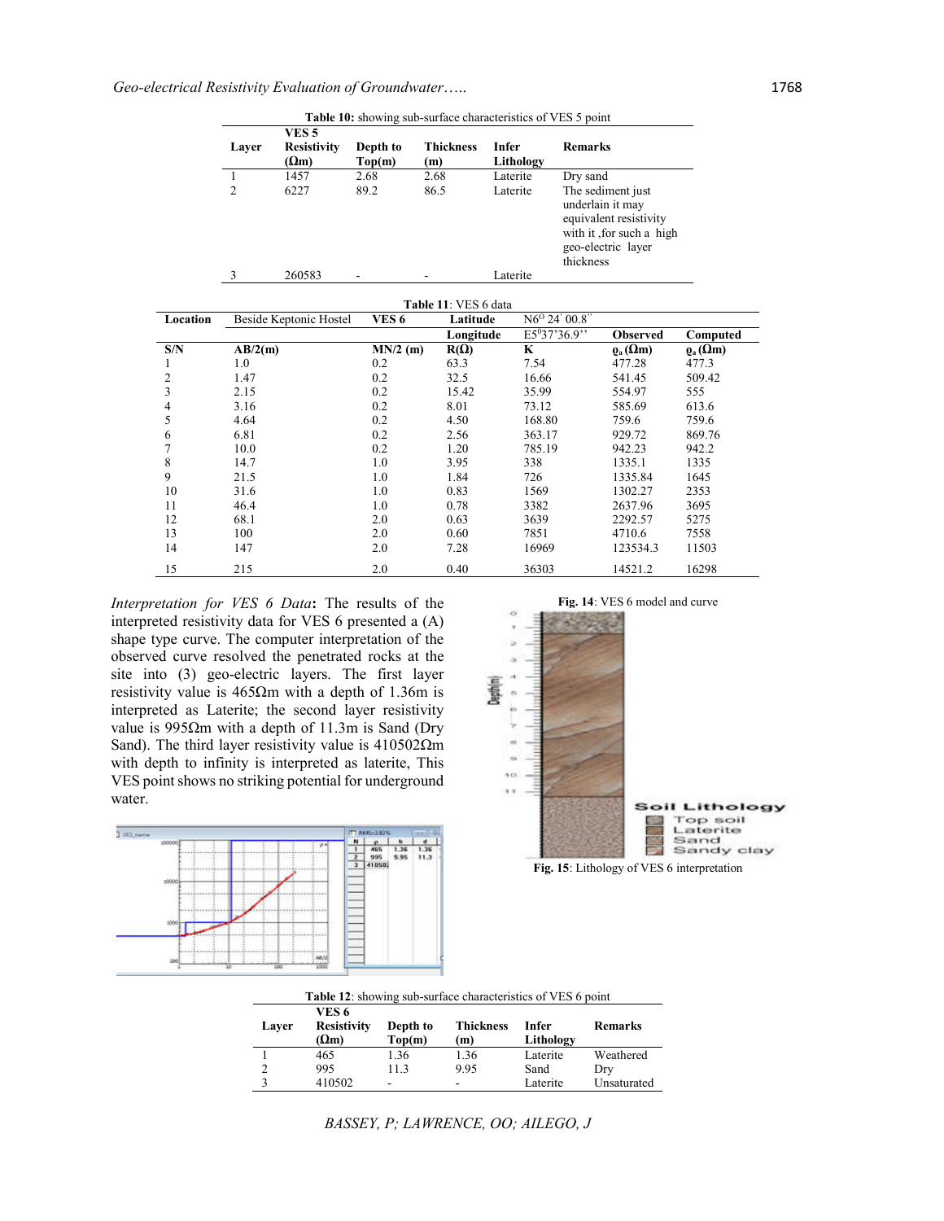**Table 10**: showing sub-surface characteristics of VES 5 point

| Layer | VES 5 Resistivity (Ωm) | Depth to Top(m) | Thickness (m) | Infer Lithology | Remarks |
|---|---|---|---|---|---|
| 1 | 1457 | 2.68 | 2.68 | Laterite | Dry sand |
| 2 | 6227 | 89.2 | 86.5 | Laterite | The sediment just underlain it may equivalent resistivity with it ,for such a high geo-electric layer thickness |
| 3 | 260583 | - | - | Laterite | |

**Table 11**: VES 6 data

| Location | Beside Keptonic Hostel | VES 6 | Latitude | N6$^{O}$ 24' 00.8'' | | |
|---|---|---|---|---|---|---|
| | | | Longitude | E5$^{0}$37'36.9'' | Observed | Computed |
| S/N | AB/2(m) | MN/2 (m) | R(Ω) | K | $\varrho_a$ (Ωm) | $\varrho_a$ (Ωm) |
| 1 | 1.0 | 0.2 | 63.3 | 7.54 | 477.28 | 477.3 |
| 2 | 1.47 | 0.2 | 32.5 | 16.66 | 541.45 | 509.42 |
| 3 | 2.15 | 0.2 | 15.42 | 35.99 | 554.97 | 555 |
| 4 | 3.16 | 0.2 | 8.01 | 73.12 | 585.69 | 613.6 |
| 5 | 4.64 | 0.2 | 4.50 | 168.80 | 759.6 | 759.6 |
| 6 | 6.81 | 0.2 | 2.56 | 363.17 | 929.72 | 869.76 |
| 7 | 10.0 | 0.2 | 1.20 | 785.19 | 942.23 | 942.2 |
| 8 | 14.7 | 1.0 | 3.95 | 338 | 1335.1 | 1335 |
| 9 | 21.5 | 1.0 | 1.84 | 726 | 1335.84 | 1645 |
| 10 | 31.6 | 1.0 | 0.83 | 1569 | 1302.27 | 2353 |
| 11 | 46.4 | 1.0 | 0.78 | 3382 | 2637.96 | 3695 |
| 12 | 68.1 | 2.0 | 0.63 | 3639 | 2292.57 | 5275 |
| 13 | 100 | 2.0 | 0.60 | 7851 | 4710.6 | 7558 |
| 14 | 147 | 2.0 | 7.28 | 16969 | 123534.3 | 11503 |
| 15 | 215 | 2.0 | 0.40 | 36303 | 14521.2 | 16298 |

*Interpretation for VES 6 Data***:** The results of the interpreted resistivity data for VES 6 presented a (A) shape type curve. The computer interpretation of the observed curve resolved the penetrated rocks at the site into (3) geo-electric layers. The first layer resistivity value is 465Ωm with a depth of 1.36m is interpreted as Laterite; the second layer resistivity value is 995Ωm with a depth of 11.3m is Sand (Dry Sand). The third layer resistivity value is 410502Ωm with depth to infinity is interpreted as laterite, This VES point shows no striking potential for underground water.

**Fig. 14**: VES 6 model and curve

**Fig. 15**: Lithology of VES 6 interpretation

**Table 12**: showing sub-surface characteristics of VES 6 point

| Layer | VES 6 Resistivity (Ωm) | Depth to Top(m) | Thickness (m) | Infer Lithology | Remarks |
|---|---|---|---|---|---|
| 1 | 465 | 1.36 | 1.36 | Laterite | Weathered |
| 2 | 995 | 11.3 | 9.95 | Sand | Dry |
| 3 | 410502 | - | - | Laterite | Unsaturated |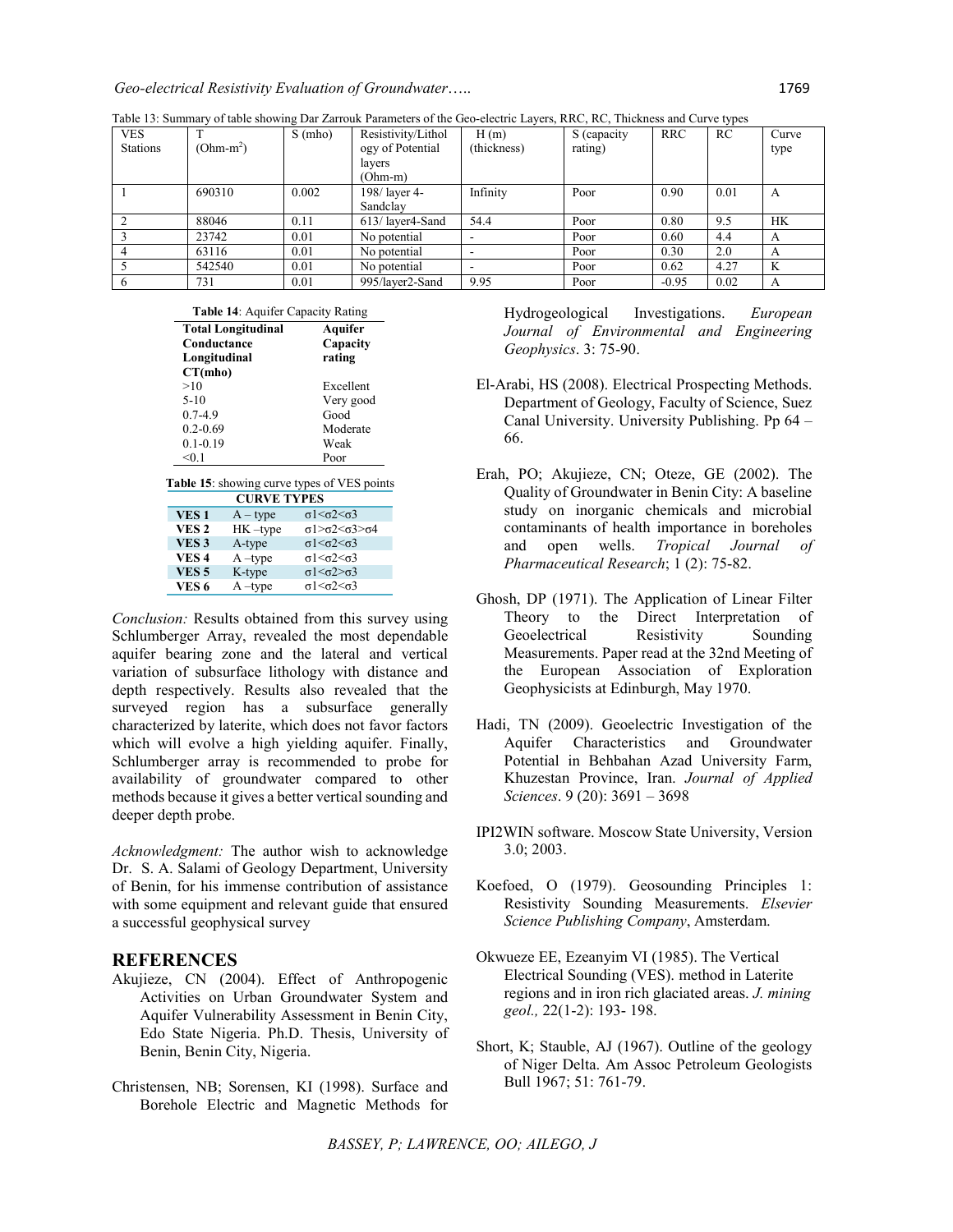Table 13: Summary of table showing Dar Zarrouk Parameters of the Geo-electric Layers, RRC, RC, Thickness and Curve types

| VES Stations | T (Ohm-m$^2$) | S (mho) | Resistivity/Lithology of Potential layers (Ohm-m) | H (m) (thickness) | S (capacity rating) | RRC | RC | Curve type |
|---|---|---|---|---|---|---|---|---|
| 1 | 690310 | 0.002 | 198/ layer 4- Sandclay | Infinity | Poor | 0.90 | 0.01 | A |
| 2 | 88046 | 0.11 | 613/ layer4-Sand | 54.4 | Poor | 0.80 | 9.5 | HK |
| 3 | 23742 | 0.01 | No potential | - | Poor | 0.60 | 4.4 | A |
| 4 | 63116 | 0.01 | No potential | - | Poor | 0.30 | 2.0 | A |
| 5 | 542540 | 0.01 | No potential | - | Poor | 0.62 | 4.27 | K |
| 6 | 731 | 0.01 | 995/layer2-Sand | 9.95 | Poor | -0.95 | 0.02 | A |

**Table 14**: Aquifer Capacity Rating

| Total Longitudinal Conductance Longitudinal CT(mho) | Aquifer Capacity rating |
|---|---|
| >10 | Excellent |
| 5-10 | Very good |
| 0.7-4.9 | Good |
| 0.2-0.69 | Moderate |
| 0.1-0.19 | Weak |
| <0.1 | Poor |

**Table 15**: showing curve types of VES points

| CURVE TYPES | | |
|---|---|---|
| **VES 1** | A – type | $\sigma1<\sigma2<\sigma3$ |
| **VES 2** | HK –type | $\sigma1>\sigma2<\sigma3>\sigma4$ |
| **VES 3** | A-type | $\sigma1<\sigma2<\sigma3$ |
| **VES 4** | A –type | $\sigma1<\sigma2<\sigma3$ |
| **VES 5** | K-type | $\sigma1<\sigma2>\sigma3$ |
| **VES 6** | A –type | $\sigma1<\sigma2<\sigma3$ |

*Conclusion:* Results obtained from this survey using Schlumberger Array, revealed the most dependable aquifer bearing zone and the lateral and vertical variation of subsurface lithology with distance and depth respectively. Results also revealed that the surveyed region has a subsurface generally characterized by laterite, which does not favor factors which will evolve a high yielding aquifer. Finally, Schlumberger array is recommended to probe for availability of groundwater compared to other methods because it gives a better vertical sounding and deeper depth probe.

*Acknowledgment:* The author wish to acknowledge Dr. S. A. Salami of Geology Department, University of Benin, for his immense contribution of assistance with some equipment and relevant guide that ensured a successful geophysical survey

## REFERENCES

Akujieze, CN (2004). Effect of Anthropogenic Activities on Urban Groundwater System and Aquifer Vulnerability Assessment in Benin City, Edo State Nigeria. Ph.D. Thesis, University of Benin, Benin City, Nigeria.

Christensen, NB; Sorensen, KI (1998). Surface and Borehole Electric and Magnetic Methods for Hydrogeological Investigations. *European Journal of Environmental and Engineering Geophysics*. 3: 75-90.

El-Arabi, HS (2008). Electrical Prospecting Methods. Department of Geology, Faculty of Science, Suez Canal University. University Publishing. Pp 64 – 66.

Erah, PO; Akujieze, CN; Oteze, GE (2002). The Quality of Groundwater in Benin City: A baseline study on inorganic chemicals and microbial contaminants of health importance in boreholes and open wells. *Tropical Journal of Pharmaceutical Research*; 1 (2): 75-82.

Ghosh, DP (1971). The Application of Linear Filter Theory to the Direct Interpretation of Geoelectrical Resistivity Sounding Measurements. Paper read at the 32nd Meeting of the European Association of Exploration Geophysicists at Edinburgh, May 1970.

Hadi, TN (2009). Geoelectric Investigation of the Aquifer Characteristics and Groundwater Potential in Behbahan Azad University Farm, Khuzestan Province, Iran. *Journal of Applied Sciences*. 9 (20): 3691 – 3698

IPI2WIN software. Moscow State University, Version 3.0; 2003.

Koefoed, O (1979). Geosounding Principles 1: Resistivity Sounding Measurements. *Elsevier Science Publishing Company*, Amsterdam.

Okwueze EE, Ezeanyim VI (1985). The Vertical Electrical Sounding (VES). method in Laterite regions and in iron rich glaciated areas. *J. mining geol.,* 22(1-2): 193- 198.

Short, K; Stauble, AJ (1967). Outline of the geology of Niger Delta. Am Assoc Petroleum Geologists Bull 1967; 51: 761-79.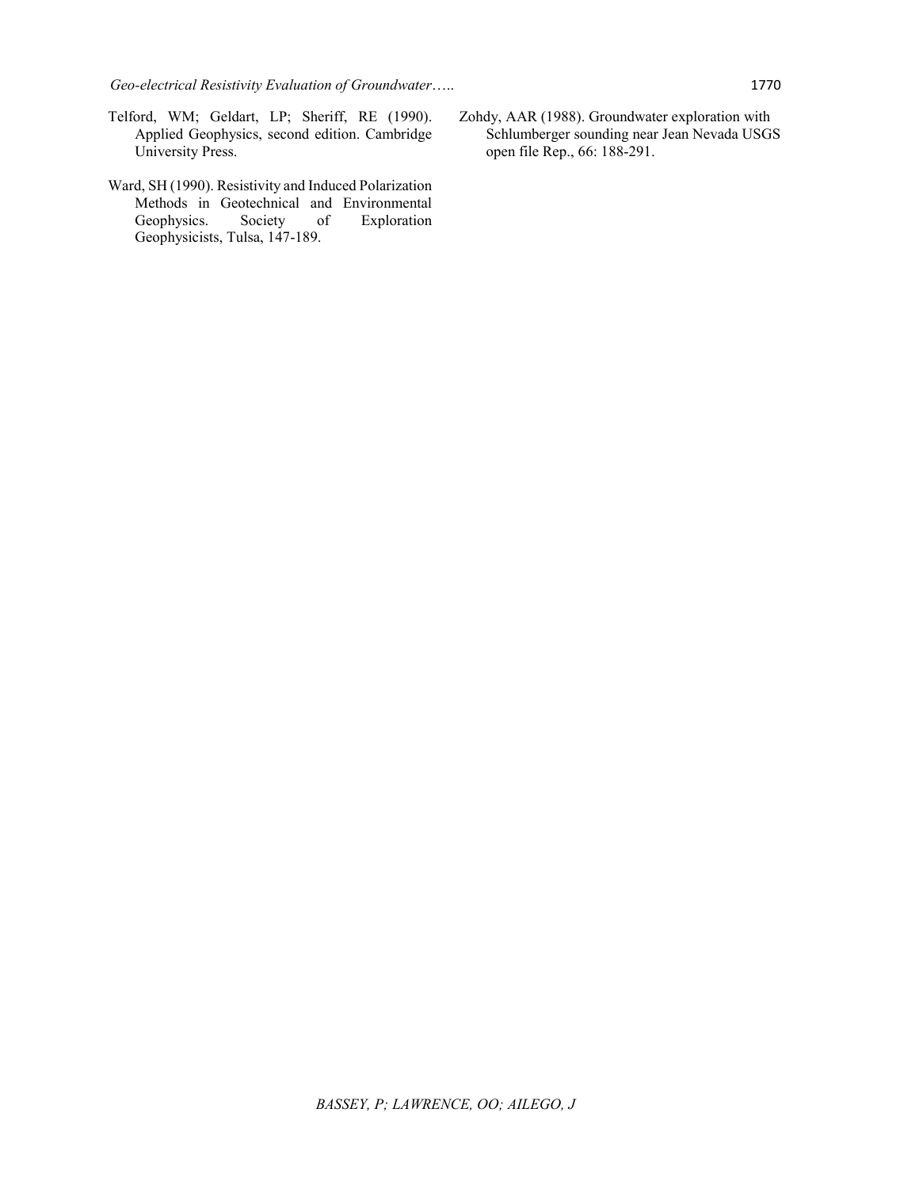Telford, WM; Geldart, LP; Sheriff, RE (1990). Applied Geophysics, second edition. Cambridge University Press.

Ward, SH (1990). Resistivity and Induced Polarization Methods in Geotechnical and Environmental Geophysics. Society of Exploration Geophysicists, Tulsa, 147-189.

Zohdy, AAR (1988). Groundwater exploration with Schlumberger sounding near Jean Nevada USGS open file Rep., 66: 188-291.